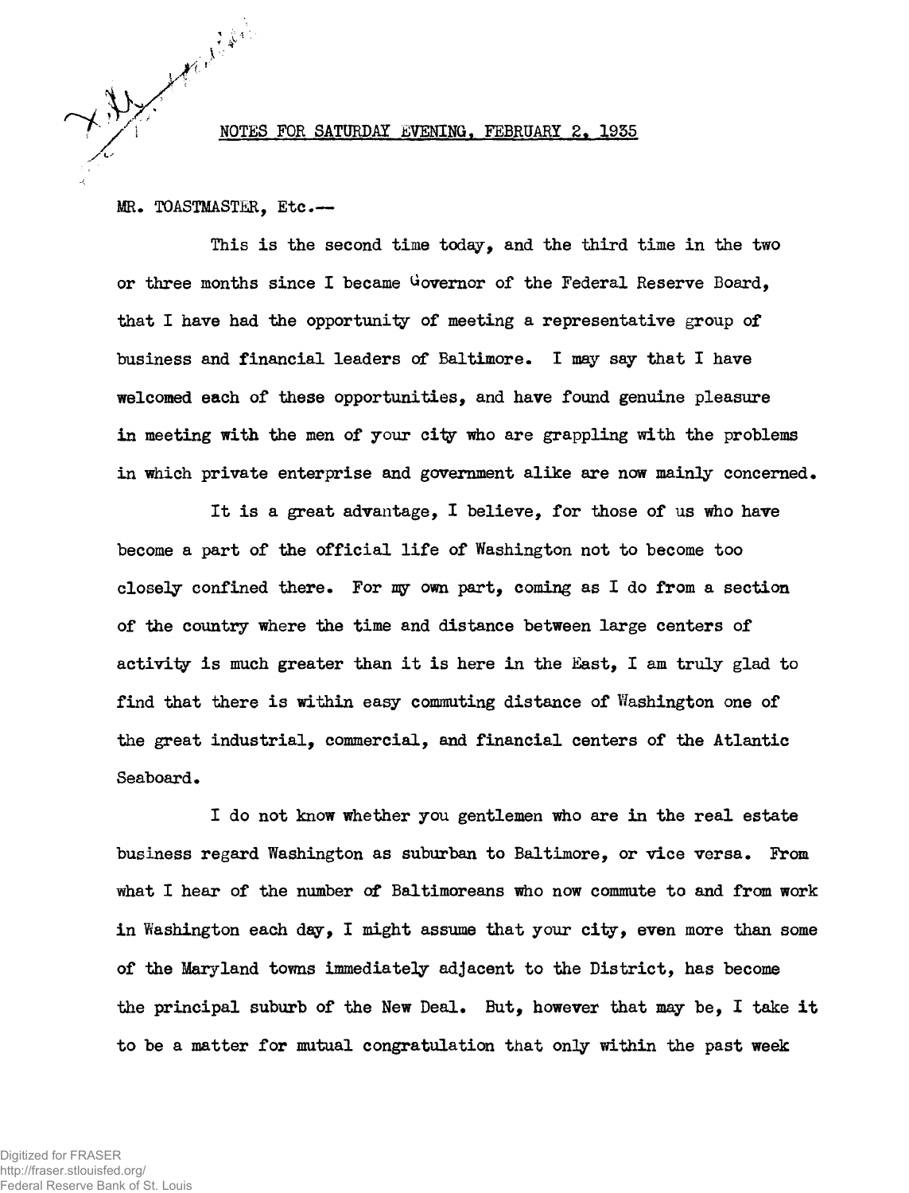## NOTES FOR SATURDAY EVENING, FEBRUARY 2, 1935

MR. TOASTMASTER, Etc.—

This is the second time today, and the third time in the two or three months since I became Governor of the Federal Reserve Board, that I have had the opportunity of meeting a representative group of business and financial leaders of Baltimore. I may say that I have welcomed each of these opportunities, and have found genuine pleasure in meeting with the men of your city who are grappling with the problems in which private enterprise and government alike are now mainly concerned.

It is a great advantage, I believe, for those of us who have become a part of the official life of Washington not to become too closely confined there. For my own part, coming as I do from a section of the country where the time and distance between large centers of activity is much greater than it is here in the East, I am truly glad to find that there is within easy commuting distance of Washington one of the great industrial, commercial, and financial centers of the Atlantic Seaboard.

I do not know whether you gentlemen who are in the real estate business regard Washington as suburban to Baltimore, or vice versa. From what I hear of the number of Baltimoreans who now commute to and from work in Washington each day, I might assume that your city, even more than some of the Maryland towns immediately adjacent to the District, has become the principal suburb of the New Deal. But, however that may be, I take it to be a matter for mutual congratulation that only within the past week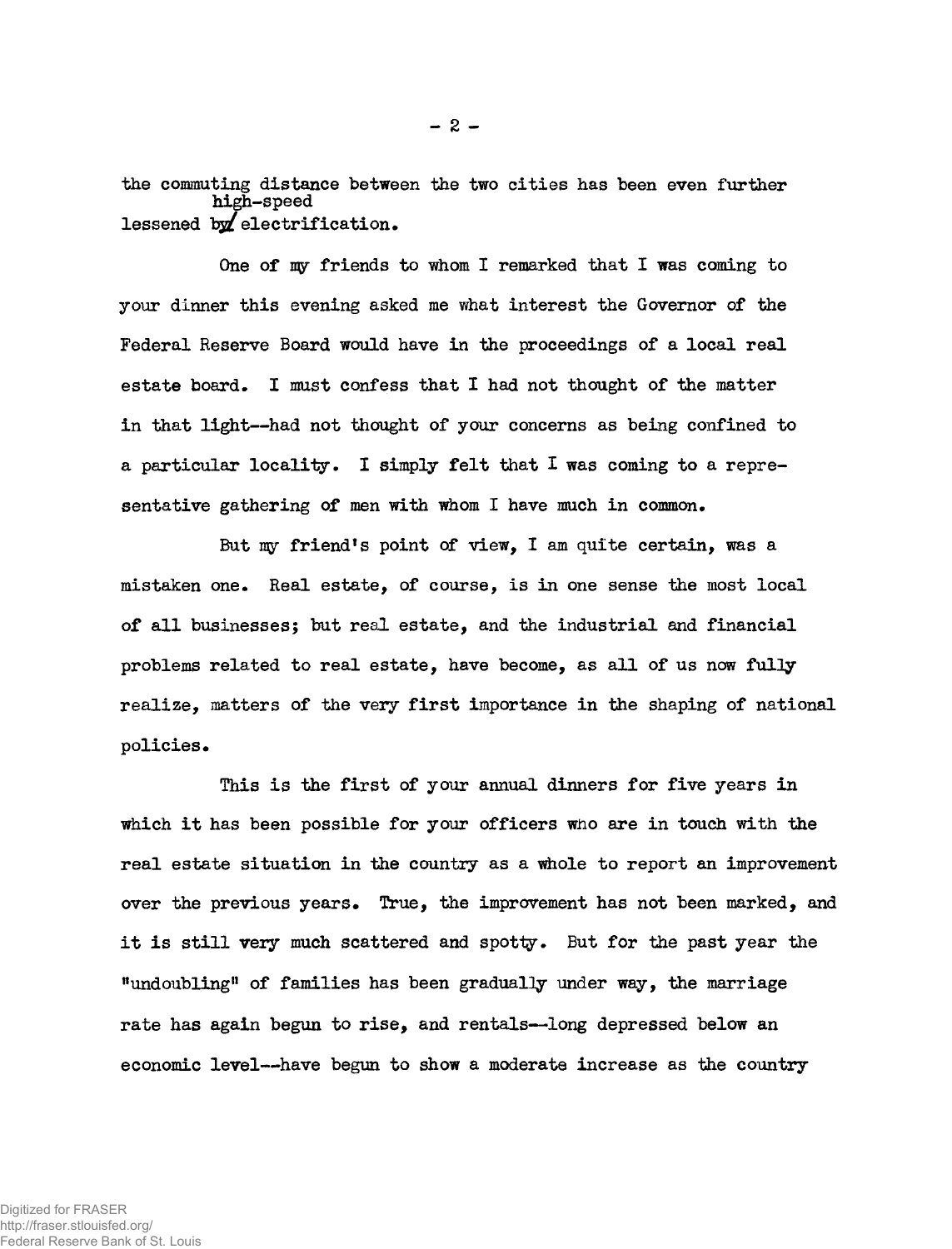the commuting distance between the two cities has been even further lessened by high-speed electrification.

One of my friends to whom I remarked that I was coming to your dinner this evening asked me what interest the Governor of the Federal Reserve Board would have in the proceedings of a local real estate board. I must confess that I had not thought of the matter in that light--had not thought of your concerns as being confined to a particular locality. I simply felt that I was coming to a representative gathering of men with whom I have much in common.

But my friend's point of view, I am quite certain, was a mistaken one. Real estate, of course, is in one sense the most local of all businesses; but real estate, and the industrial and financial problems related to real estate, have become, as all of us now fully realize, matters of the very first importance in the shaping of national policies.

This is the first of your annual dinners for five years in which it has been possible for your officers who are in touch with the real estate situation in the country as a whole to report an improvement over the previous years. True, the improvement has not been marked, and it is still very much scattered and spotty. But for the past year the "undoubling" of families has been gradually under way, the marriage rate has again begun to rise, and rentals--long depressed below an economic level--have begun to show a moderate increase as the country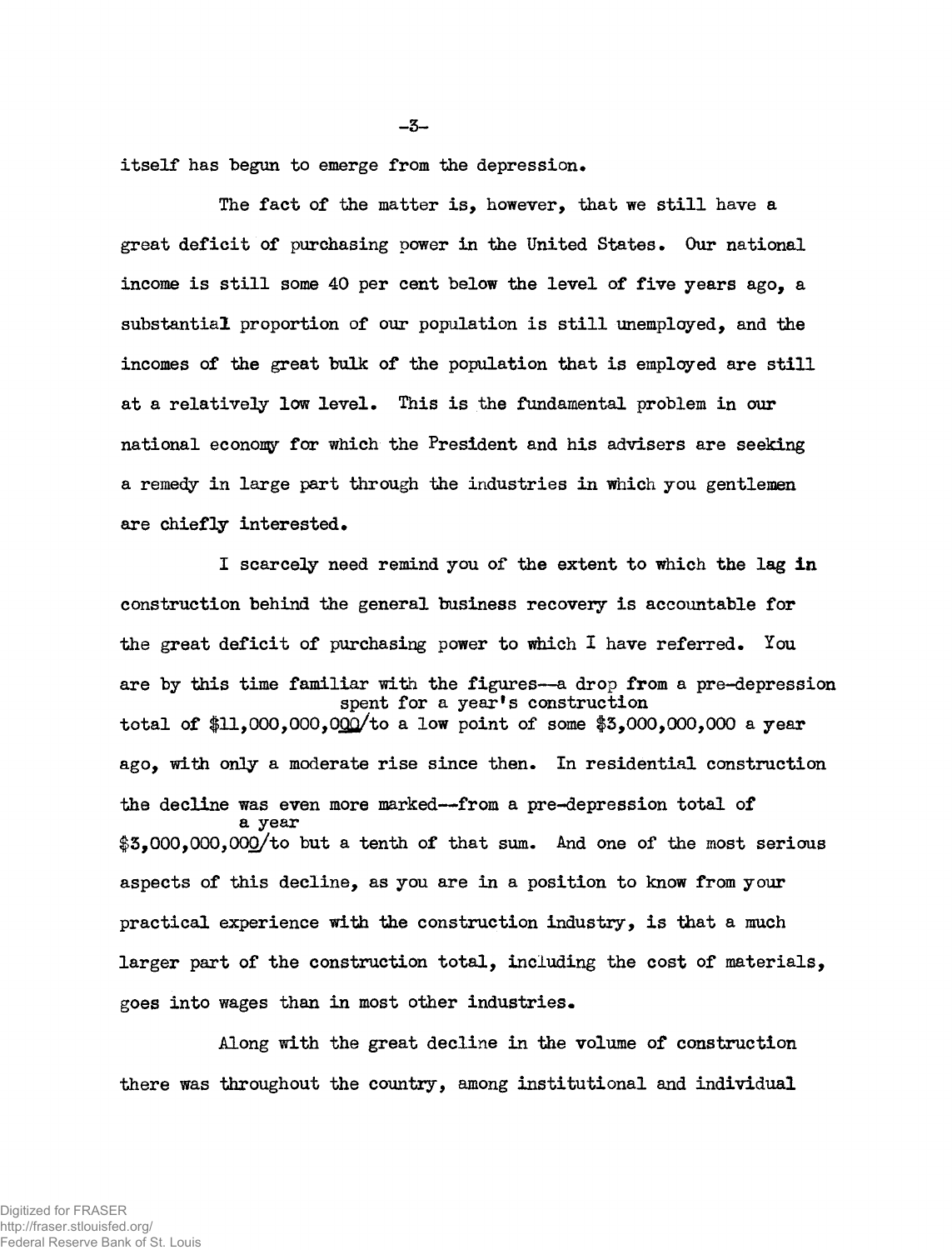itself has begun to emerge from the depression.

The fact of the matter is, however, that we still have a great deficit of purchasing power in the United States. Our national income is still some 40 per cent below the level of five years ago, a substantial proportion of our population is still unemployed, and the incomes of the great bulk of the population that is employed are still at a relatively low level. This is the fundamental problem in our national economy for which the President and his advisers are seeking a remedy in large part through the industries in which you gentlemen are chiefly interested.

I scarcely need remind you of the extent to which the lag in construction behind the general business recovery is accountable for the great deficit of purchasing power to which I have referred. You are by this time familiar with the figures--a drop from a pre-depression total of $11,000,000,000 spent for a year's construction to a low point of some $3,000,000,000 a year ago, with only a moderate rise since then. In residential construction the decline was even more marked--from a pre-depression total of $3,000,000,000 a year to but a tenth of that sum. And one of the most serious aspects of this decline, as you are in a position to know from your practical experience with the construction industry, is that a much larger part of the construction total, including the cost of materials, goes into wages than in most other industries.

Along with the great decline in the volume of construction there was throughout the country, among institutional and individual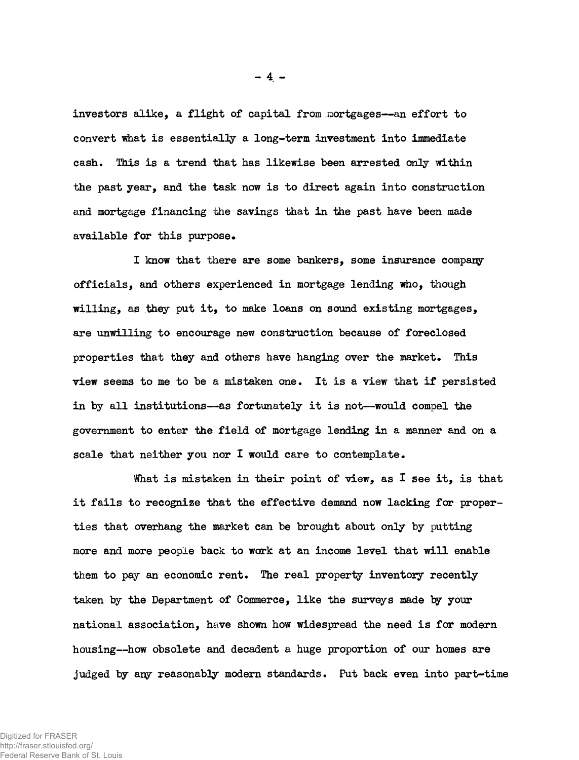investors alike, a flight of capital from mortgages--an effort to convert what is essentially a long-term investment into immediate cash. This is a trend that has likewise been arrested only within the past year, and the task now is to direct again into construction and mortgage financing the savings that in the past have been made available for this purpose.

I know that there are some bankers, some insurance company officials, and others experienced in mortgage lending who, though willing, as they put it, to make loans on sound existing mortgages, are unwilling to encourage new construction because of foreclosed properties that they and others have hanging over the market. This view seems to me to be a mistaken one. It is a view that if persisted in by all institutions--as fortunately it is not--would compel the government to enter the field of mortgage lending in a manner and on a scale that neither you nor I would care to contemplate.

What is mistaken in their point of view, as I see it, is that it fails to recognize that the effective demand now lacking for properties that overhang the market can be brought about only by putting more and more people back to work at an income level that will enable them to pay an economic rent. The real property inventory recently taken by the Department of Commerce, like the surveys made by your national association, have shown how widespread the need is for modern housing--how obsolete and decadent a huge proportion of our homes are judged by any reasonably modern standards. Put back even into part-time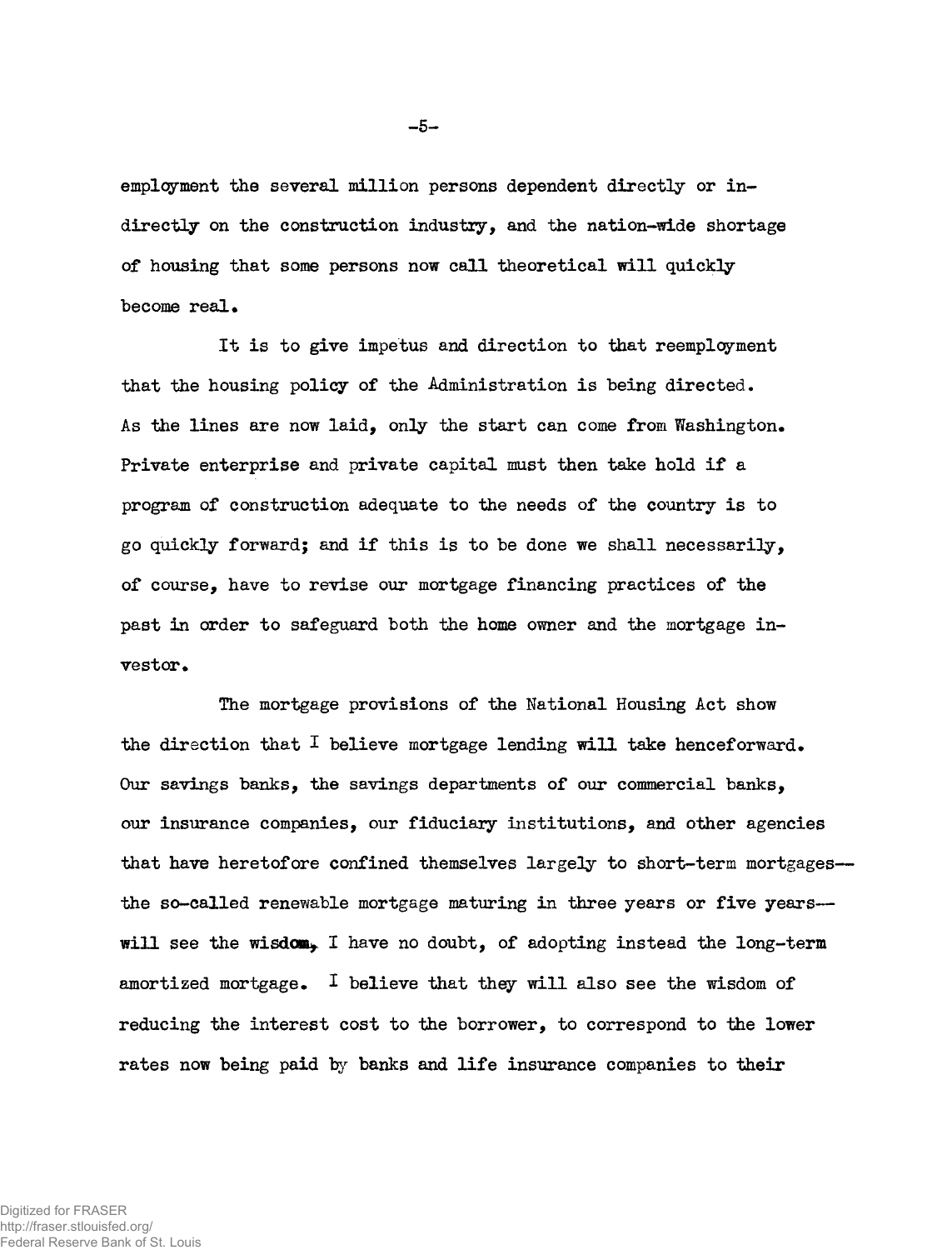employment the several million persons dependent directly or indirectly on the construction industry, and the nation-wide shortage of housing that some persons now call theoretical will quickly become real.

It is to give impetus and direction to that reemployment that the housing policy of the Administration is being directed. As the lines are now laid, only the start can come from Washington. Private enterprise and private capital must then take hold if a program of construction adequate to the needs of the country is to go quickly forward; and if this is to be done we shall necessarily, of course, have to revise our mortgage financing practices of the past in order to safeguard both the home owner and the mortgage investor.

The mortgage provisions of the National Housing Act show the direction that I believe mortgage lending will take henceforward. Our savings banks, the savings departments of our commercial banks, our insurance companies, our fiduciary institutions, and other agencies that have heretofore confined themselves largely to short-term mortgages— the so-called renewable mortgage maturing in three years or five years— will see the wisdom, I have no doubt, of adopting instead the long-term amortized mortgage. I believe that they will also see the wisdom of reducing the interest cost to the borrower, to correspond to the lower rates now being paid by banks and life insurance companies to their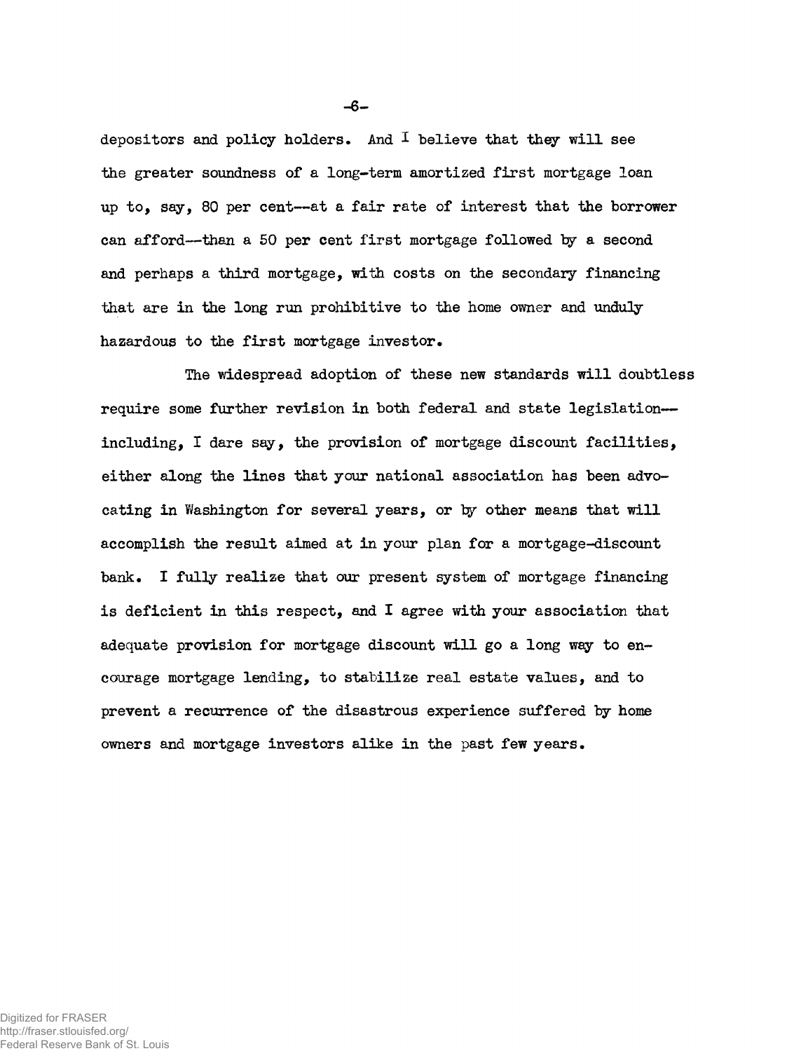depositors and policy holders. And I believe that they will see the greater soundness of a long-term amortized first mortgage loan up to, say, 80 per cent--at a fair rate of interest that the borrower can afford--than a 50 per cent first mortgage followed by a second and perhaps a third mortgage, with costs on the secondary financing that are in the long run prohibitive to the home owner and unduly hazardous to the first mortgage investor.

The widespread adoption of these new standards will doubtless require some further revision in both federal and state legislation--including, I dare say, the provision of mortgage discount facilities, either along the lines that your national association has been advocating in Washington for several years, or by other means that will accomplish the result aimed at in your plan for a mortgage-discount bank. I fully realize that our present system of mortgage financing is deficient in this respect, and I agree with your association that adequate provision for mortgage discount will go a long way to encourage mortgage lending, to stabilize real estate values, and to prevent a recurrence of the disastrous experience suffered by home owners and mortgage investors alike in the past few years.